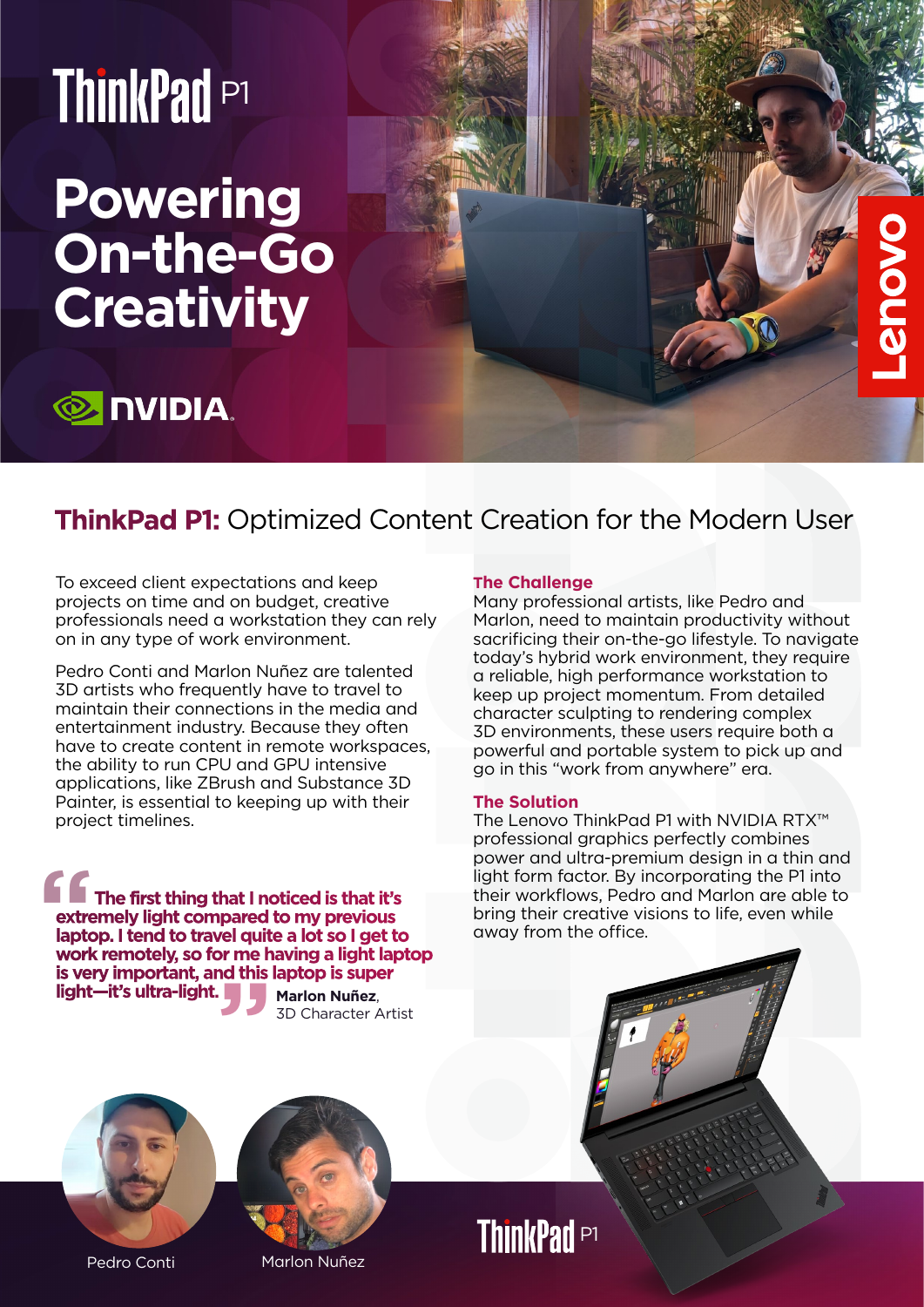# ThinkPad P1

# Powering On-the-Go Creativity

NVIDIA

Lenovo

## ThinkPad P1: Optimized Content Creation for the Modern User

To exceed client expectations and keep projects on time and on budget, creative professionals need a workstation they can rely on in any type of work environment.

Pedro Conti and Marlon Nuñez are talented 3D artists who frequently have to travel to maintain their connections in the media and entertainment industry. Because they often have to create content in remote workspaces, the ability to run CPU and GPU intensive applications, like ZBrush and Substance 3D Painter, is essential to keeping up with their project timelines.

> **"The first thing that I noticed is that it's extremely light compared to my previous laptop. I tend to travel quite a lot so I get to work remotely, so for me having a light laptop is very important, and this laptop is super light—it's ultra-light."**
>
> **Marlon Nuñez**, 3D Character Artist

### The Challenge

Many professional artists, like Pedro and Marlon, need to maintain productivity without sacrificing their on-the-go lifestyle. To navigate today's hybrid work environment, they require a reliable, high performance workstation to keep up project momentum. From detailed character sculpting to rendering complex 3D environments, these users require both a powerful and portable system to pick up and go in this "work from anywhere" era.

### The Solution

The Lenovo ThinkPad P1 with NVIDIA RTX™ professional graphics perfectly combines power and ultra-premium design in a thin and light form factor. By incorporating the P1 into their workflows, Pedro and Marlon are able to bring their creative visions to life, even while away from the office.

Pedro Conti

Marlon Nuñez

ThinkPad P1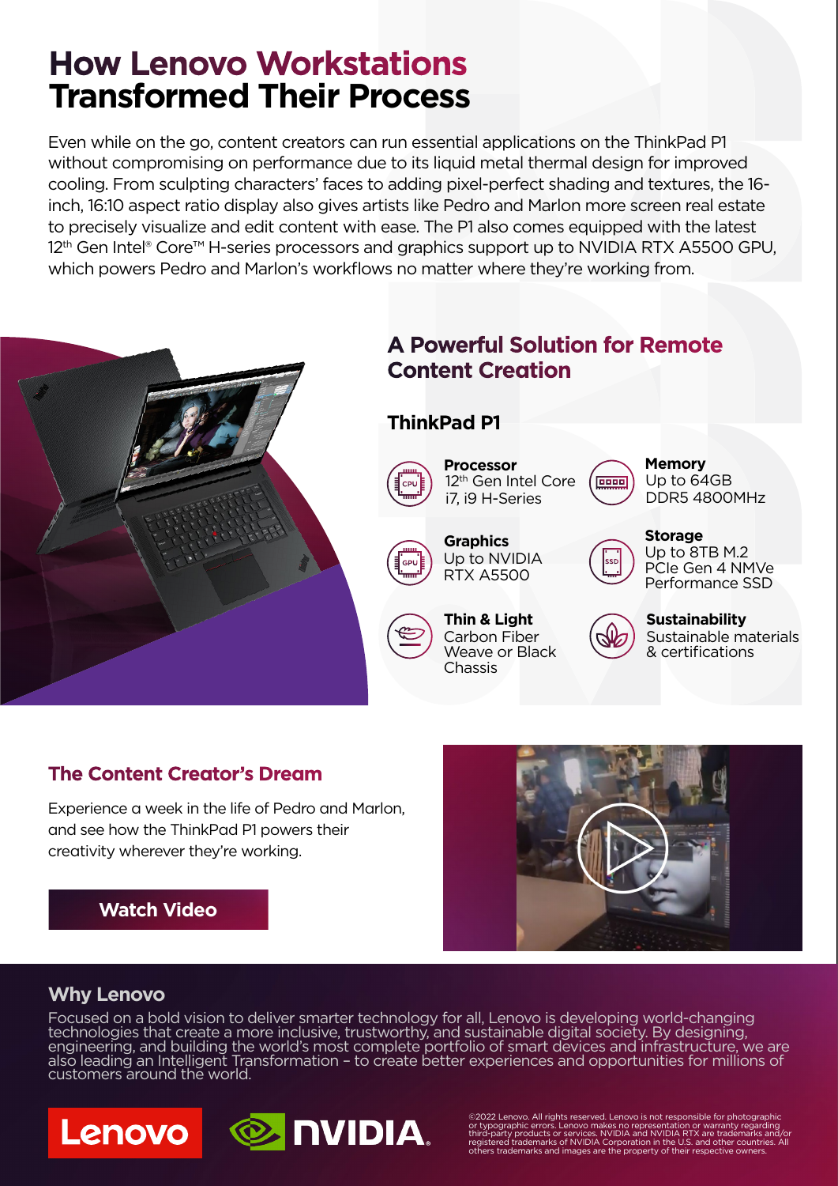# How Lenovo Workstations Transformed Their Process

Even while on the go, content creators can run essential applications on the ThinkPad P1 without compromising on performance due to its liquid metal thermal design for improved cooling. From sculpting characters' faces to adding pixel-perfect shading and textures, the 16-inch, 16:10 aspect ratio display also gives artists like Pedro and Marlon more screen real estate to precisely visualize and edit content with ease. The P1 also comes equipped with the latest 12th Gen Intel® Core™ H-series processors and graphics support up to NVIDIA RTX A5500 GPU, which powers Pedro and Marlon's workflows no matter where they're working from.

## A Powerful Solution for Remote Content Creation

### ThinkPad P1

**Processor**
12th Gen Intel Core i7, i9 H-Series

**Memory**
Up to 64GB DDR5 4800MHz

**Graphics**
Up to NVIDIA RTX A5500

**Storage**
Up to 8TB M.2 PCIe Gen 4 NMVe Performance SSD

**Thin & Light**
Carbon Fiber Weave or Black Chassis

**Sustainability**
Sustainable materials & certifications

## The Content Creator's Dream

Experience a week in the life of Pedro and Marlon, and see how the ThinkPad P1 powers their creativity wherever they're working.

**Watch Video**

## Why Lenovo

Focused on a bold vision to deliver smarter technology for all, Lenovo is developing world-changing technologies that create a more inclusive, trustworthy, and sustainable digital society. By designing, engineering, and building the world's most complete portfolio of smart devices and infrastructure, we are also leading an Intelligent Transformation – to create better experiences and opportunities for millions of customers around the world.

Lenovo NVIDIA

©2022 Lenovo. All rights reserved. Lenovo is not responsible for photographic or typographic errors. Lenovo makes no representation or warranty regarding third-party products or services. NVIDIA and NVIDIA RTX are trademarks and/or registered trademarks of NVIDIA Corporation in the U.S. and other countries. All others trademarks and images are the property of their respective owners.